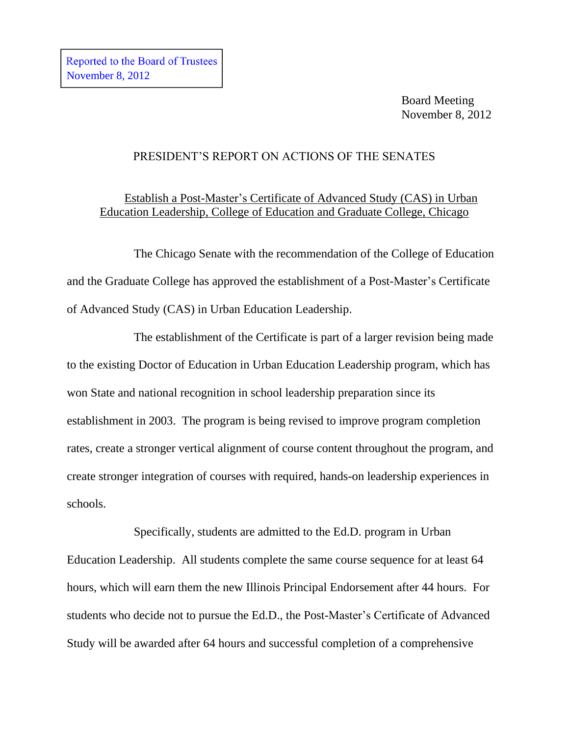Reported to the Board of Trustees
November 8, 2012

Board Meeting
November 8, 2012

PRESIDENT'S REPORT ON ACTIONS OF THE SENATES

Establish a Post-Master's Certificate of Advanced Study (CAS) in Urban Education Leadership, College of Education and Graduate College, Chicago

The Chicago Senate with the recommendation of the College of Education and the Graduate College has approved the establishment of a Post-Master's Certificate of Advanced Study (CAS) in Urban Education Leadership.

The establishment of the Certificate is part of a larger revision being made to the existing Doctor of Education in Urban Education Leadership program, which has won State and national recognition in school leadership preparation since its establishment in 2003. The program is being revised to improve program completion rates, create a stronger vertical alignment of course content throughout the program, and create stronger integration of courses with required, hands-on leadership experiences in schools.

Specifically, students are admitted to the Ed.D. program in Urban Education Leadership. All students complete the same course sequence for at least 64 hours, which will earn them the new Illinois Principal Endorsement after 44 hours. For students who decide not to pursue the Ed.D., the Post-Master's Certificate of Advanced Study will be awarded after 64 hours and successful completion of a comprehensive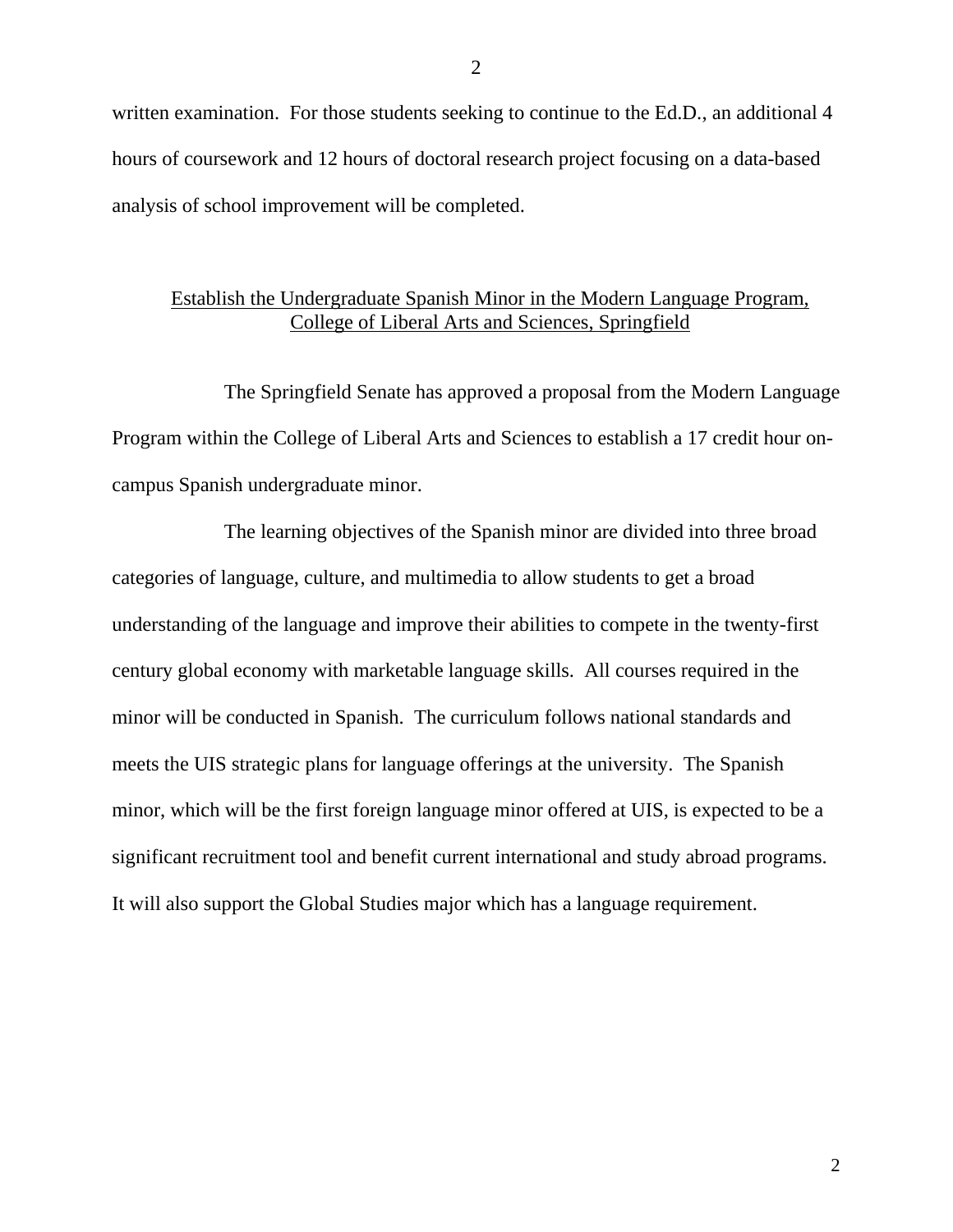written examination. For those students seeking to continue to the Ed.D., an additional 4 hours of coursework and 12 hours of doctoral research project focusing on a data-based analysis of school improvement will be completed.

## Establish the Undergraduate Spanish Minor in the Modern Language Program, College of Liberal Arts and Sciences, Springfield

The Springfield Senate has approved a proposal from the Modern Language Program within the College of Liberal Arts and Sciences to establish a 17 credit hour on-campus Spanish undergraduate minor.

The learning objectives of the Spanish minor are divided into three broad categories of language, culture, and multimedia to allow students to get a broad understanding of the language and improve their abilities to compete in the twenty-first century global economy with marketable language skills. All courses required in the minor will be conducted in Spanish. The curriculum follows national standards and meets the UIS strategic plans for language offerings at the university. The Spanish minor, which will be the first foreign language minor offered at UIS, is expected to be a significant recruitment tool and benefit current international and study abroad programs. It will also support the Global Studies major which has a language requirement.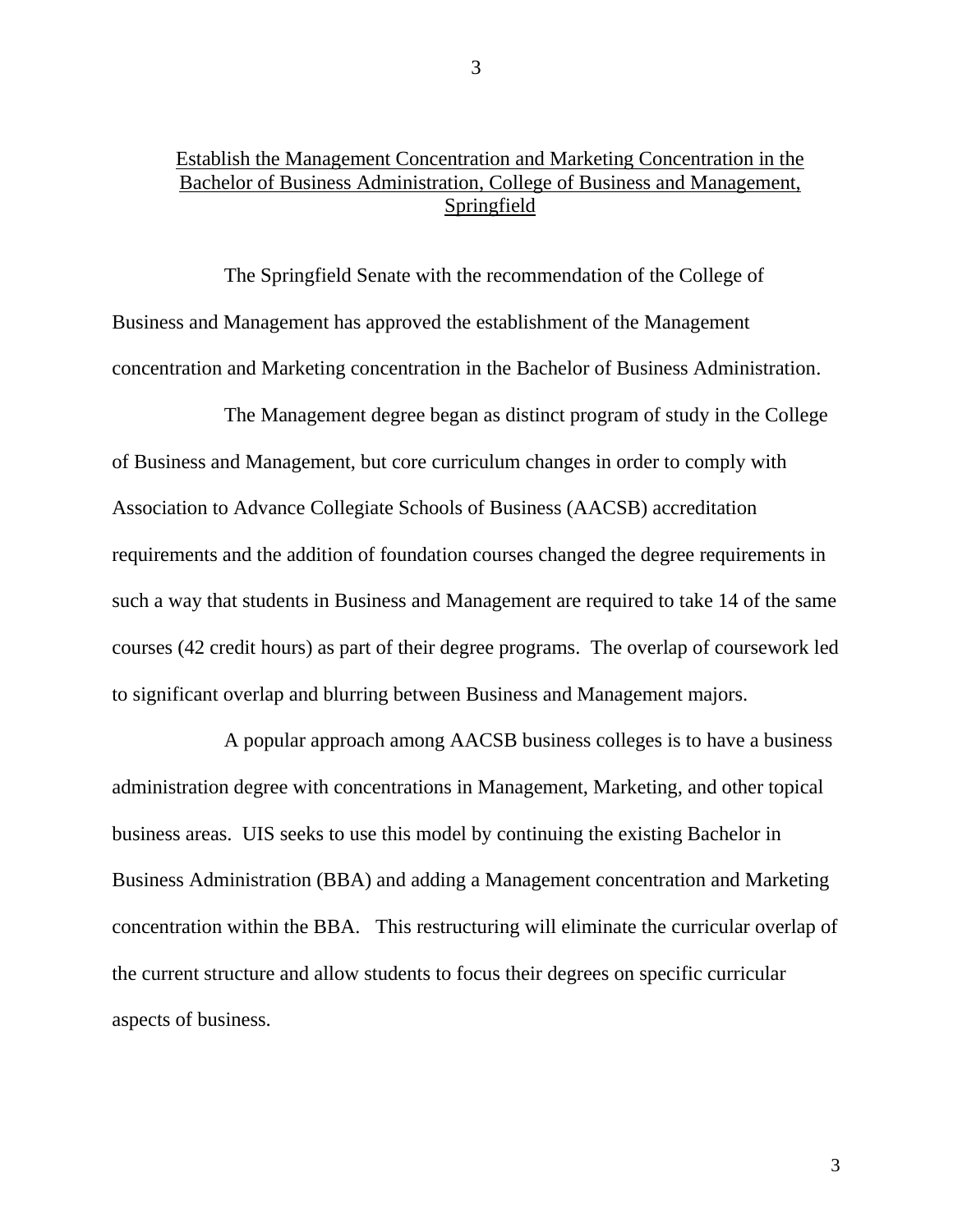## Establish the Management Concentration and Marketing Concentration in the Bachelor of Business Administration, College of Business and Management, Springfield

The Springfield Senate with the recommendation of the College of Business and Management has approved the establishment of the Management concentration and Marketing concentration in the Bachelor of Business Administration.

The Management degree began as distinct program of study in the College of Business and Management, but core curriculum changes in order to comply with Association to Advance Collegiate Schools of Business (AACSB) accreditation requirements and the addition of foundation courses changed the degree requirements in such a way that students in Business and Management are required to take 14 of the same courses (42 credit hours) as part of their degree programs. The overlap of coursework led to significant overlap and blurring between Business and Management majors.

A popular approach among AACSB business colleges is to have a business administration degree with concentrations in Management, Marketing, and other topical business areas. UIS seeks to use this model by continuing the existing Bachelor in Business Administration (BBA) and adding a Management concentration and Marketing concentration within the BBA. This restructuring will eliminate the curricular overlap of the current structure and allow students to focus their degrees on specific curricular aspects of business.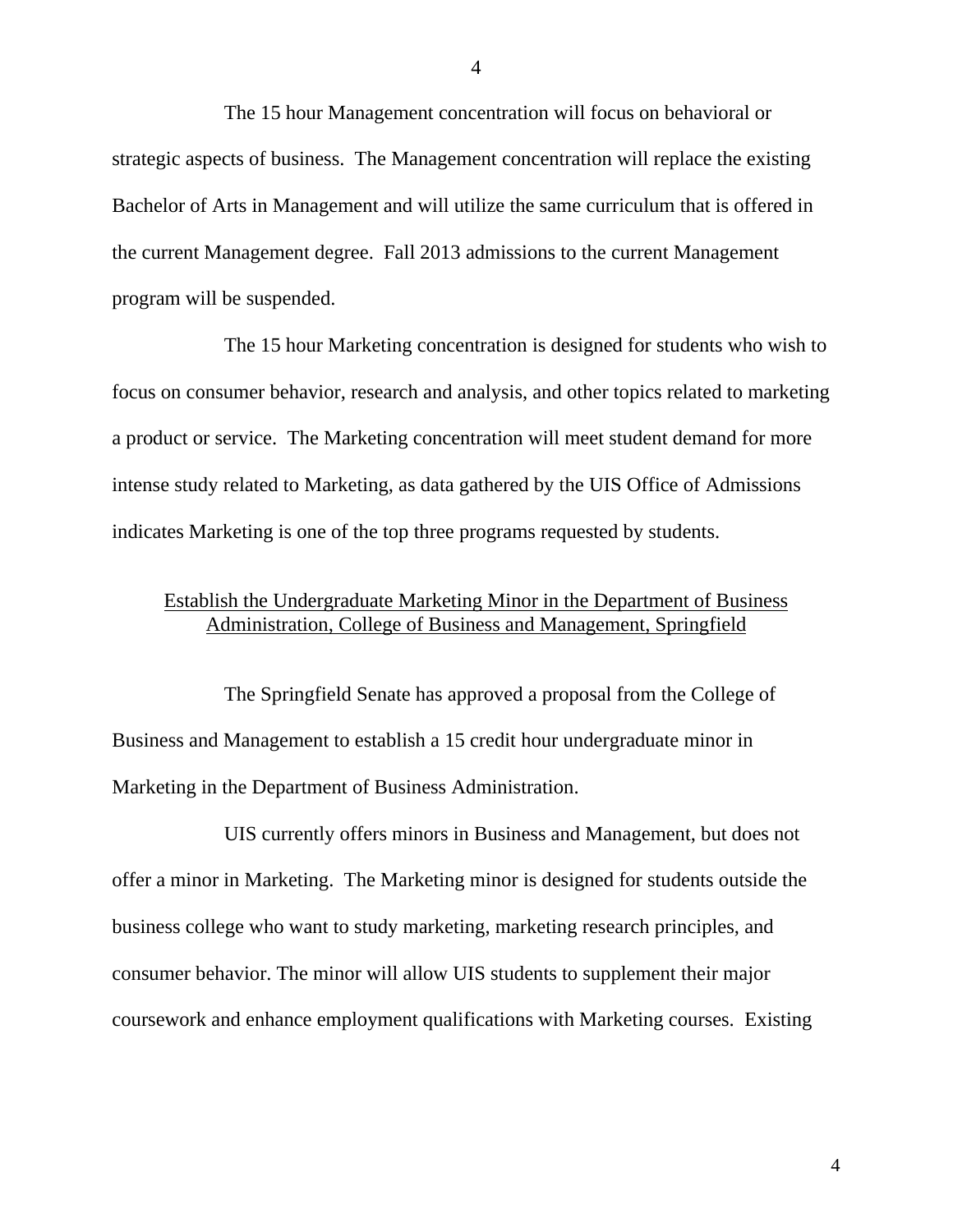The 15 hour Management concentration will focus on behavioral or strategic aspects of business. The Management concentration will replace the existing Bachelor of Arts in Management and will utilize the same curriculum that is offered in the current Management degree. Fall 2013 admissions to the current Management program will be suspended.

The 15 hour Marketing concentration is designed for students who wish to focus on consumer behavior, research and analysis, and other topics related to marketing a product or service. The Marketing concentration will meet student demand for more intense study related to Marketing, as data gathered by the UIS Office of Admissions indicates Marketing is one of the top three programs requested by students.

## Establish the Undergraduate Marketing Minor in the Department of Business Administration, College of Business and Management, Springfield

The Springfield Senate has approved a proposal from the College of Business and Management to establish a 15 credit hour undergraduate minor in Marketing in the Department of Business Administration.

UIS currently offers minors in Business and Management, but does not offer a minor in Marketing. The Marketing minor is designed for students outside the business college who want to study marketing, marketing research principles, and consumer behavior. The minor will allow UIS students to supplement their major coursework and enhance employment qualifications with Marketing courses. Existing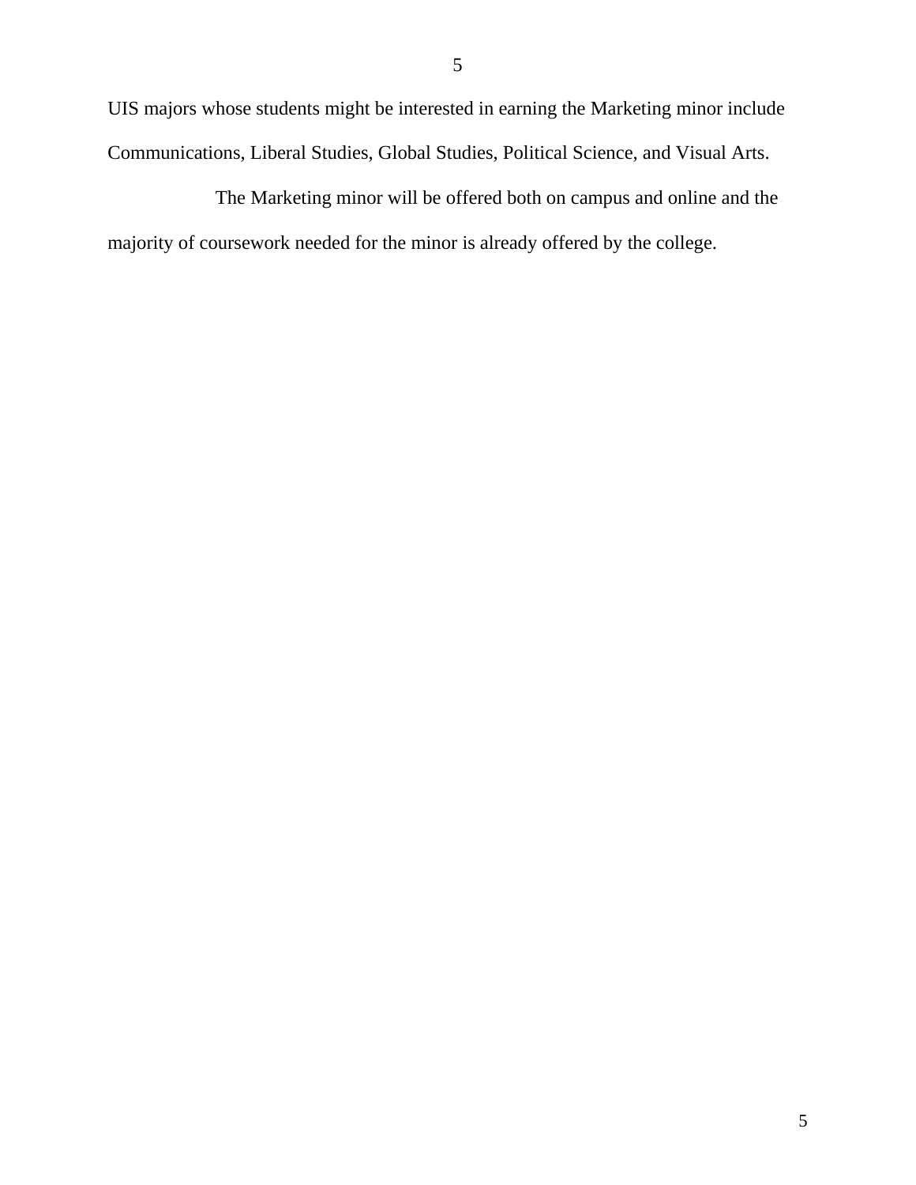UIS majors whose students might be interested in earning the Marketing minor include Communications, Liberal Studies, Global Studies, Political Science, and Visual Arts.

The Marketing minor will be offered both on campus and online and the majority of coursework needed for the minor is already offered by the college.